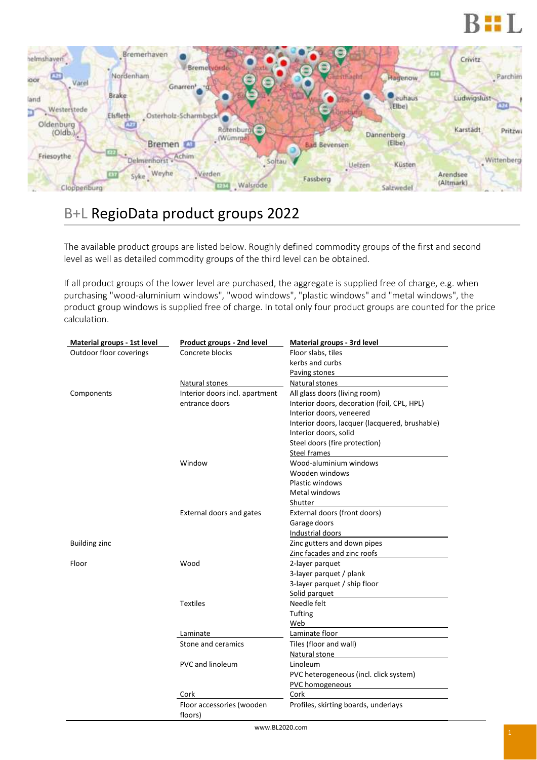# B+L RegioData product groups 2022

The available product groups are listed below. Roughly defined commodity groups of the first and second level as well as detailed commodity groups of the third level can be obtained.

If all product groups of the lower level are purchased, the aggregate is supplied free of charge, e.g. when purchasing "wood-aluminium windows", "wood windows", "plastic windows" and "metal windows", the product group windows is supplied free of charge. In total only four product groups are counted for the price calculation.

| Material groups - 1st level | Product groups - 2nd level | Material groups - 3rd level |
|---|---|---|
| Outdoor floor coverings | Concrete blocks | Floor slabs, tiles |
| | | kerbs and curbs |
| | | Paving stones |
| | Natural stones | Natural stones |
| Components | Interior doors incl. apartment entrance doors | All glass doors (living room) |
| | | Interior doors, decoration (foil, CPL, HPL) |
| | | Interior doors, veneered |
| | | Interior doors, lacquer (lacquered, brushable) |
| | | Interior doors, solid |
| | | Steel doors (fire protection) |
| | | Steel frames |
| | Window | Wood-aluminium windows |
| | | Wooden windows |
| | | Plastic windows |
| | | Metal windows |
| | | Shutter |
| | External doors and gates | External doors (front doors) |
| | | Garage doors |
| | | Industrial doors |
| Building zinc | | Zinc gutters and down pipes |
| | | Zinc facades and zinc roofs |
| Floor | Wood | 2-layer parquet |
| | | 3-layer parquet / plank |
| | | 3-layer parquet / ship floor |
| | | Solid parquet |
| | Textiles | Needle felt |
| | | Tufting |
| | | Web |
| | Laminate | Laminate floor |
| | Stone and ceramics | Tiles (floor and wall) |
| | | Natural stone |
| | PVC and linoleum | Linoleum |
| | | PVC heterogeneous (incl. click system) |
| | | PVC homogeneous |
| | Cork | Cork |
| | Floor accessories (wooden floors) | Profiles, skirting boards, underlays |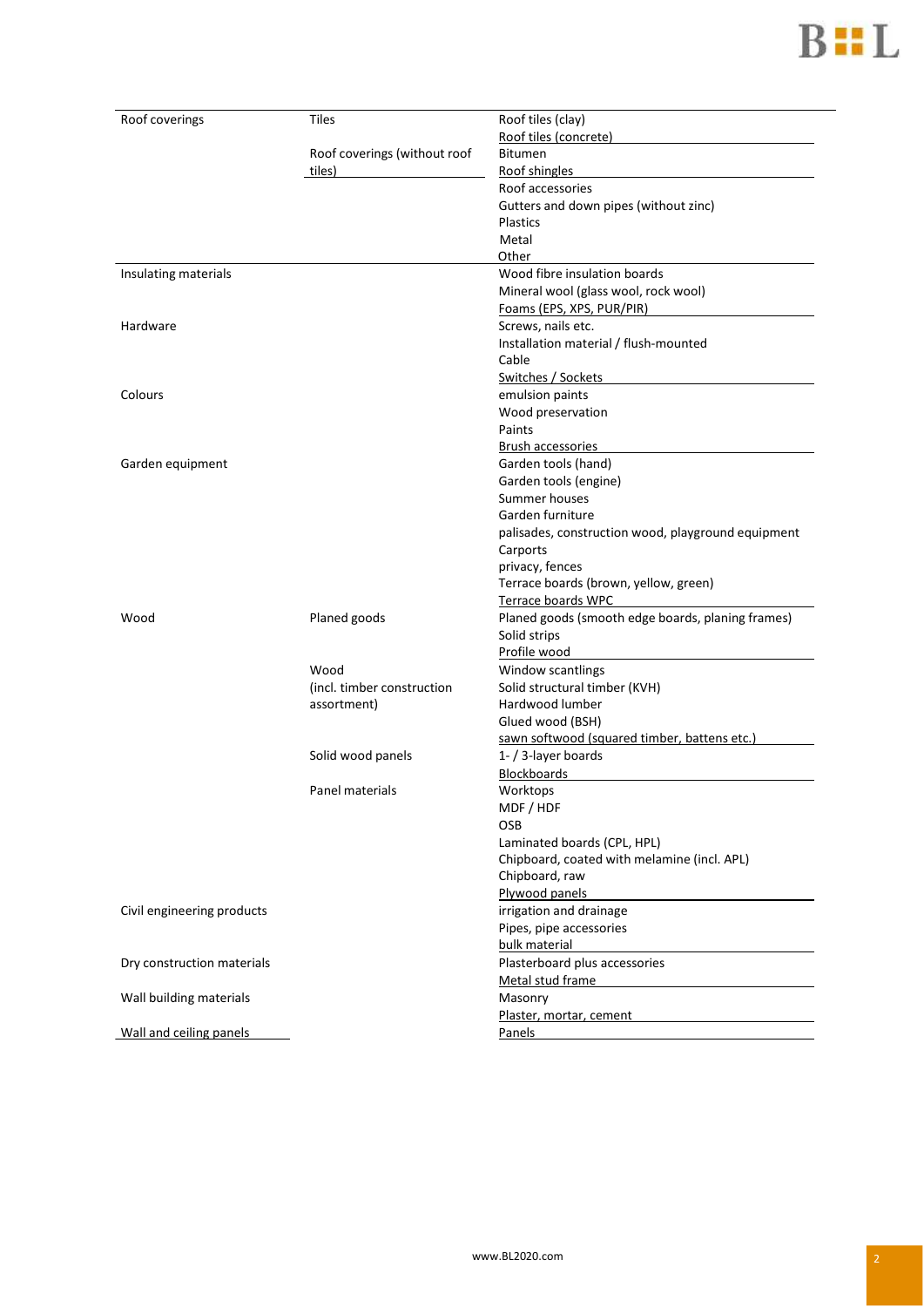| | | |
|---|---|---|
| Roof coverings | Tiles | Roof tiles (clay) |
| | | Roof tiles (concrete) |
| | Roof coverings (without roof tiles) | Bitumen |
| | | Roof shingles |
| | | Roof accessories |
| | | Gutters and down pipes (without zinc) |
| | | Plastics |
| | | Metal |
| | | Other |
| Insulating materials | | Wood fibre insulation boards |
| | | Mineral wool (glass wool, rock wool) |
| | | Foams (EPS, XPS, PUR/PIR) |
| Hardware | | Screws, nails etc. |
| | | Installation material / flush-mounted |
| | | Cable |
| | | Switches / Sockets |
| Colours | | emulsion paints |
| | | Wood preservation |
| | | Paints |
| | | Brush accessories |
| Garden equipment | | Garden tools (hand) |
| | | Garden tools (engine) |
| | | Summer houses |
| | | Garden furniture |
| | | palisades, construction wood, playground equipment |
| | | Carports |
| | | privacy, fences |
| | | Terrace boards (brown, yellow, green) |
| | | Terrace boards WPC |
| Wood | Planed goods | Planed goods (smooth edge boards, planing frames) |
| | | Solid strips |
| | | Profile wood |
| | Wood (incl. timber construction assortment) | Window scantlings |
| | | Solid structural timber (KVH) |
| | | Hardwood lumber |
| | | Glued wood (BSH) |
| | | sawn softwood (squared timber, battens etc.) |
| | Solid wood panels | 1- / 3-layer boards |
| | | Blockboards |
| | Panel materials | Worktops |
| | | MDF / HDF |
| | | OSB |
| | | Laminated boards (CPL, HPL) |
| | | Chipboard, coated with melamine (incl. APL) |
| | | Chipboard, raw |
| | | Plywood panels |
| Civil engineering products | | irrigation and drainage |
| | | Pipes, pipe accessories |
| | | bulk material |
| Dry construction materials | | Plasterboard plus accessories |
| | | Metal stud frame |
| Wall building materials | | Masonry |
| | | Plaster, mortar, cement |
| Wall and ceiling panels | | Panels |

www.BL2020.com